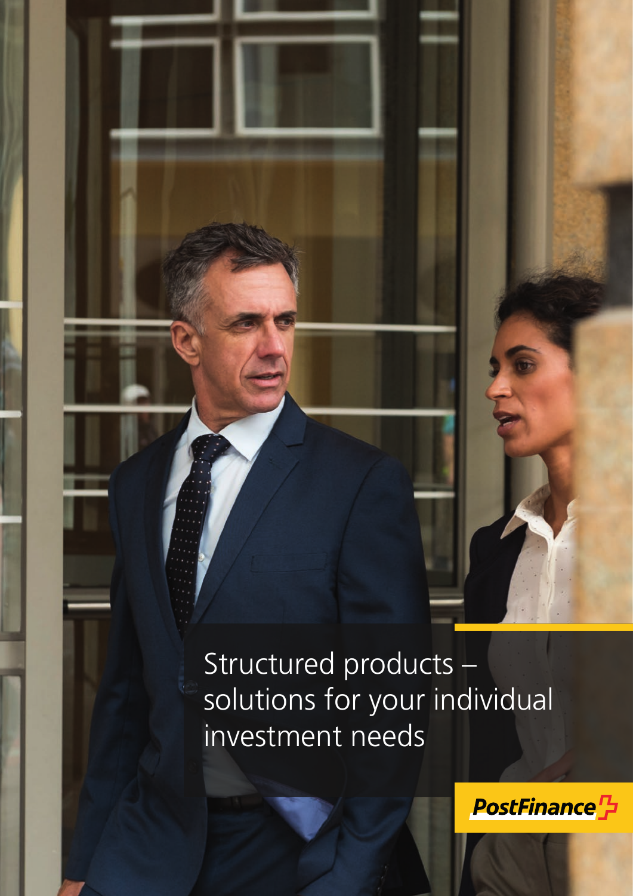# Structured products – solutions for your individual investment needs

PostFinance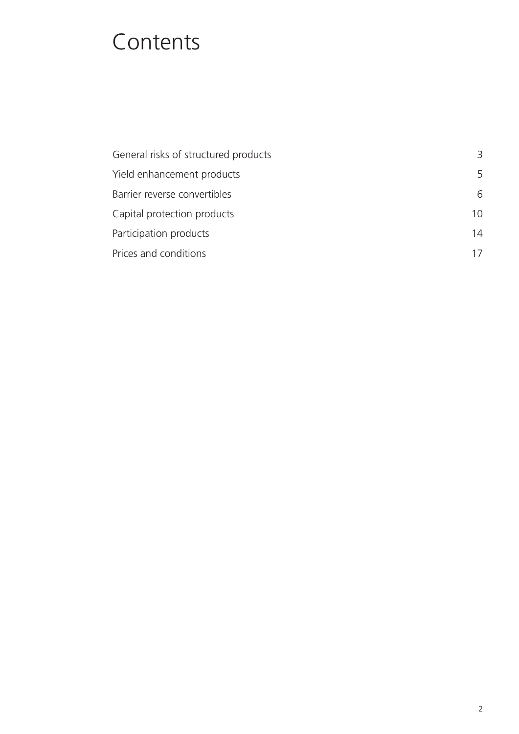# Contents

| | |
|---|---|
| General risks of structured products | 3 |
| Yield enhancement products | 5 |
| Barrier reverse convertibles | 6 |
| Capital protection products | 10 |
| Participation products | 14 |
| Prices and conditions | 17 |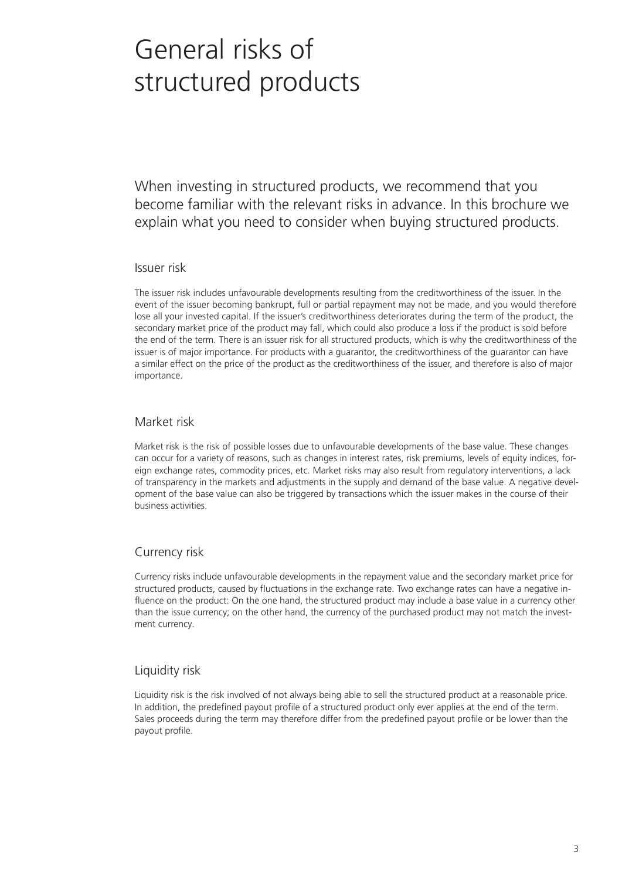# General risks of structured products

When investing in structured products, we recommend that you become familiar with the relevant risks in advance. In this brochure we explain what you need to consider when buying structured products.

## Issuer risk

The issuer risk includes unfavourable developments resulting from the creditworthiness of the issuer. In the event of the issuer becoming bankrupt, full or partial repayment may not be made, and you would therefore lose all your invested capital. If the issuer's creditworthiness deteriorates during the term of the product, the secondary market price of the product may fall, which could also produce a loss if the product is sold before the end of the term. There is an issuer risk for all structured products, which is why the creditworthiness of the issuer is of major importance. For products with a guarantor, the creditworthiness of the guarantor can have a similar effect on the price of the product as the creditworthiness of the issuer, and therefore is also of major importance.

## Market risk

Market risk is the risk of possible losses due to unfavourable developments of the base value. These changes can occur for a variety of reasons, such as changes in interest rates, risk premiums, levels of equity indices, foreign exchange rates, commodity prices, etc. Market risks may also result from regulatory interventions, a lack of transparency in the markets and adjustments in the supply and demand of the base value. A negative development of the base value can also be triggered by transactions which the issuer makes in the course of their business activities.

## Currency risk

Currency risks include unfavourable developments in the repayment value and the secondary market price for structured products, caused by fluctuations in the exchange rate. Two exchange rates can have a negative influence on the product: On the one hand, the structured product may include a base value in a currency other than the issue currency; on the other hand, the currency of the purchased product may not match the investment currency.

## Liquidity risk

Liquidity risk is the risk involved of not always being able to sell the structured product at a reasonable price. In addition, the predefined payout profile of a structured product only ever applies at the end of the term. Sales proceeds during the term may therefore differ from the predefined payout profile or be lower than the payout profile.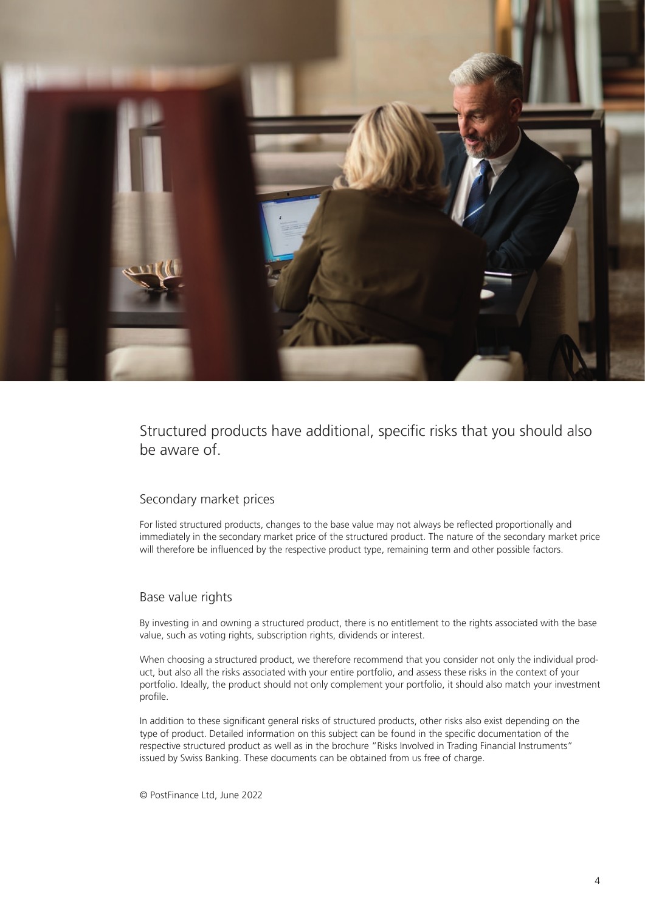Structured products have additional, specific risks that you should also be aware of.

## Secondary market prices

For listed structured products, changes to the base value may not always be reflected proportionally and immediately in the secondary market price of the structured product. The nature of the secondary market price will therefore be influenced by the respective product type, remaining term and other possible factors.

## Base value rights

By investing in and owning a structured product, there is no entitlement to the rights associated with the base value, such as voting rights, subscription rights, dividends or interest.

When choosing a structured product, we therefore recommend that you consider not only the individual product, but also all the risks associated with your entire portfolio, and assess these risks in the context of your portfolio. Ideally, the product should not only complement your portfolio, it should also match your investment profile.

In addition to these significant general risks of structured products, other risks also exist depending on the type of product. Detailed information on this subject can be found in the specific documentation of the respective structured product as well as in the brochure "Risks Involved in Trading Financial Instruments" issued by Swiss Banking. These documents can be obtained from us free of charge.

© PostFinance Ltd, June 2022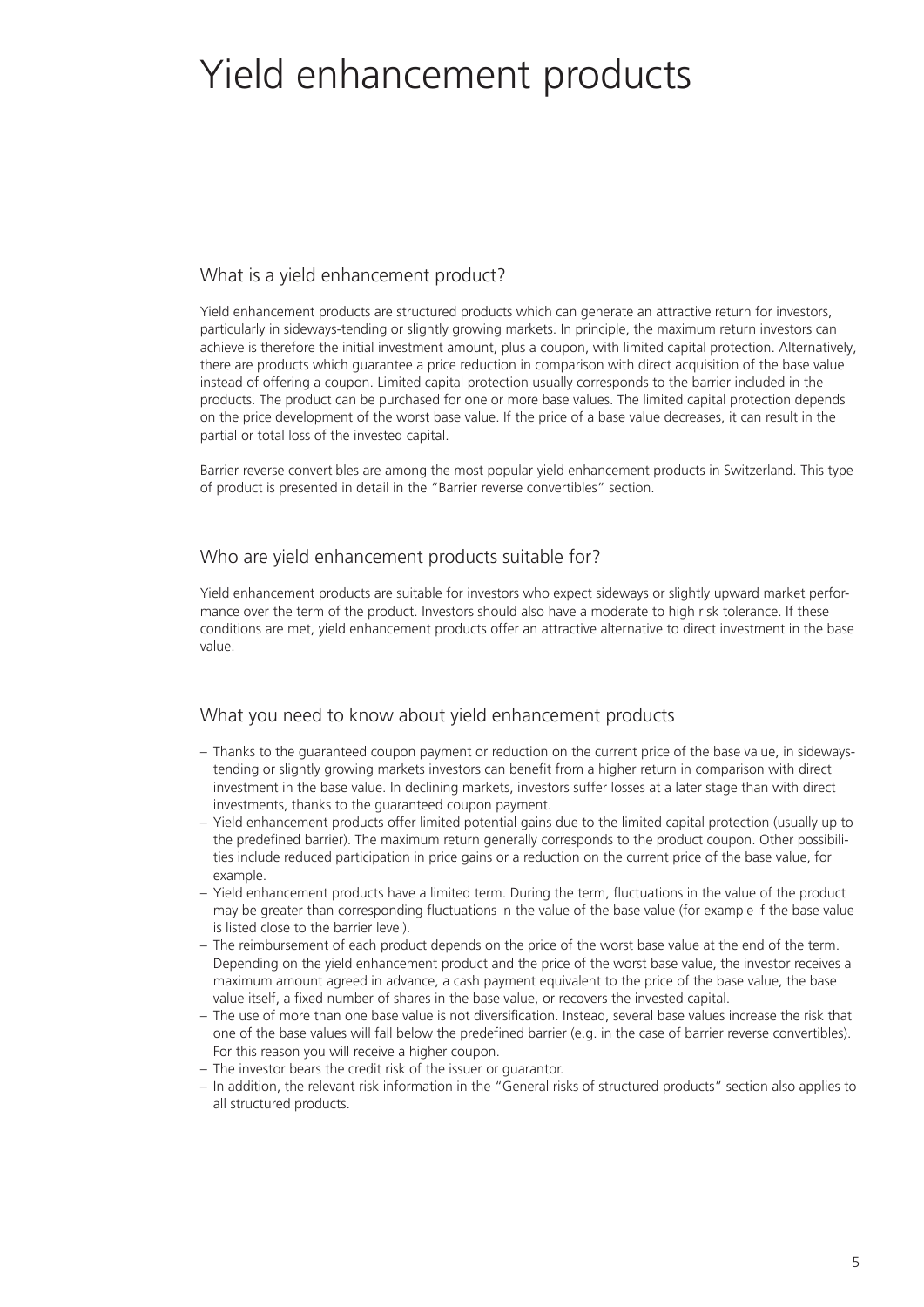# Yield enhancement products

## What is a yield enhancement product?

Yield enhancement products are structured products which can generate an attractive return for investors, particularly in sideways-tending or slightly growing markets. In principle, the maximum return investors can achieve is therefore the initial investment amount, plus a coupon, with limited capital protection. Alternatively, there are products which guarantee a price reduction in comparison with direct acquisition of the base value instead of offering a coupon. Limited capital protection usually corresponds to the barrier included in the products. The product can be purchased for one or more base values. The limited capital protection depends on the price development of the worst base value. If the price of a base value decreases, it can result in the partial or total loss of the invested capital.

Barrier reverse convertibles are among the most popular yield enhancement products in Switzerland. This type of product is presented in detail in the "Barrier reverse convertibles" section.

## Who are yield enhancement products suitable for?

Yield enhancement products are suitable for investors who expect sideways or slightly upward market performance over the term of the product. Investors should also have a moderate to high risk tolerance. If these conditions are met, yield enhancement products offer an attractive alternative to direct investment in the base value.

## What you need to know about yield enhancement products

- Thanks to the guaranteed coupon payment or reduction on the current price of the base value, in sideways-tending or slightly growing markets investors can benefit from a higher return in comparison with direct investment in the base value. In declining markets, investors suffer losses at a later stage than with direct investments, thanks to the guaranteed coupon payment.
- Yield enhancement products offer limited potential gains due to the limited capital protection (usually up to the predefined barrier). The maximum return generally corresponds to the product coupon. Other possibilities include reduced participation in price gains or a reduction on the current price of the base value, for example.
- Yield enhancement products have a limited term. During the term, fluctuations in the value of the product may be greater than corresponding fluctuations in the value of the base value (for example if the base value is listed close to the barrier level).
- The reimbursement of each product depends on the price of the worst base value at the end of the term. Depending on the yield enhancement product and the price of the worst base value, the investor receives a maximum amount agreed in advance, a cash payment equivalent to the price of the base value, the base value itself, a fixed number of shares in the base value, or recovers the invested capital.
- The use of more than one base value is not diversification. Instead, several base values increase the risk that one of the base values will fall below the predefined barrier (e.g. in the case of barrier reverse convertibles). For this reason you will receive a higher coupon.
- The investor bears the credit risk of the issuer or guarantor.
- In addition, the relevant risk information in the "General risks of structured products" section also applies to all structured products.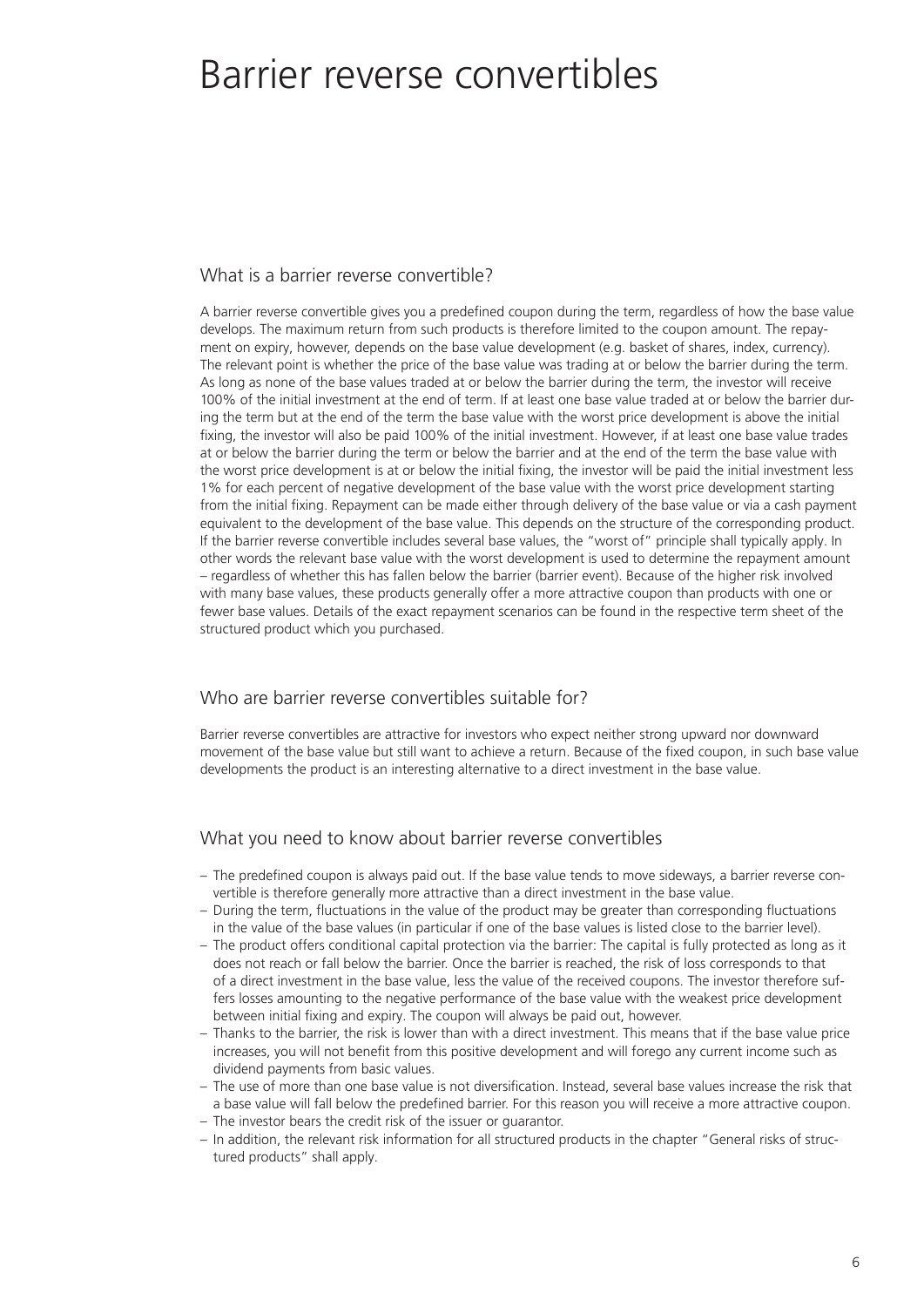# Barrier reverse convertibles

## What is a barrier reverse convertible?

A barrier reverse convertible gives you a predefined coupon during the term, regardless of how the base value develops. The maximum return from such products is therefore limited to the coupon amount. The repayment on expiry, however, depends on the base value development (e.g. basket of shares, index, currency). The relevant point is whether the price of the base value was trading at or below the barrier during the term. As long as none of the base values traded at or below the barrier during the term, the investor will receive 100% of the initial investment at the end of term. If at least one base value traded at or below the barrier during the term but at the end of the term the base value with the worst price development is above the initial fixing, the investor will also be paid 100% of the initial investment. However, if at least one base value trades at or below the barrier during the term or below the barrier and at the end of the term the base value with the worst price development is at or below the initial fixing, the investor will be paid the initial investment less 1% for each percent of negative development of the base value with the worst price development starting from the initial fixing. Repayment can be made either through delivery of the base value or via a cash payment equivalent to the development of the base value. This depends on the structure of the corresponding product. If the barrier reverse convertible includes several base values, the "worst of" principle shall typically apply. In other words the relevant base value with the worst development is used to determine the repayment amount – regardless of whether this has fallen below the barrier (barrier event). Because of the higher risk involved with many base values, these products generally offer a more attractive coupon than products with one or fewer base values. Details of the exact repayment scenarios can be found in the respective term sheet of the structured product which you purchased.

## Who are barrier reverse convertibles suitable for?

Barrier reverse convertibles are attractive for investors who expect neither strong upward nor downward movement of the base value but still want to achieve a return. Because of the fixed coupon, in such base value developments the product is an interesting alternative to a direct investment in the base value.

## What you need to know about barrier reverse convertibles

- The predefined coupon is always paid out. If the base value tends to move sideways, a barrier reverse convertible is therefore generally more attractive than a direct investment in the base value.
- During the term, fluctuations in the value of the product may be greater than corresponding fluctuations in the value of the base values (in particular if one of the base values is listed close to the barrier level).
- The product offers conditional capital protection via the barrier: The capital is fully protected as long as it does not reach or fall below the barrier. Once the barrier is reached, the risk of loss corresponds to that of a direct investment in the base value, less the value of the received coupons. The investor therefore suffers losses amounting to the negative performance of the base value with the weakest price development between initial fixing and expiry. The coupon will always be paid out, however.
- Thanks to the barrier, the risk is lower than with a direct investment. This means that if the base value price increases, you will not benefit from this positive development and will forego any current income such as dividend payments from basic values.
- The use of more than one base value is not diversification. Instead, several base values increase the risk that a base value will fall below the predefined barrier. For this reason you will receive a more attractive coupon.
- The investor bears the credit risk of the issuer or guarantor.
- In addition, the relevant risk information for all structured products in the chapter "General risks of structured products" shall apply.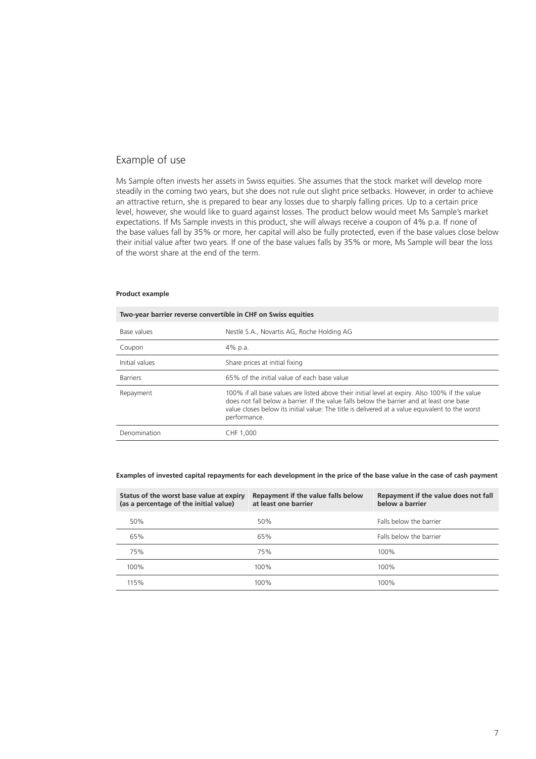## Example of use

Ms Sample often invests her assets in Swiss equities. She assumes that the stock market will develop more steadily in the coming two years, but she does not rule out slight price setbacks. However, in order to achieve an attractive return, she is prepared to bear any losses due to sharply falling prices. Up to a certain price level, however, she would like to guard against losses. The product below would meet Ms Sample's market expectations. If Ms Sample invests in this product, she will always receive a coupon of 4% p.a. If none of the base values fall by 35% or more, her capital will also be fully protected, even if the base values close below their initial value after two years. If one of the base values falls by 35% or more, Ms Sample will bear the loss of the worst share at the end of the term.

**Product example**

| Two-year barrier reverse convertible in CHF on Swiss equities | |
|---|---|
| Base values | Nestlé S.A., Novartis AG, Roche Holding AG |
| Coupon | 4% p.a. |
| Initial values | Share prices at initial fixing |
| Barriers | 65% of the initial value of each base value |
| Repayment | 100% if all base values are listed above their initial level at expiry. Also 100% if the value does not fall below a barrier. If the value falls below the barrier and at least one base value closes below its initial value: The title is delivered at a value equivalent to the worst performance. |
| Denomination | CHF 1,000 |

**Examples of invested capital repayments for each development in the price of the base value in the case of cash payment**

| Status of the worst base value at expiry (as a percentage of the initial value) | Repayment if the value falls below at least one barrier | Repayment if the value does not fall below a barrier |
|---|---|---|
| 50% | 50% | Falls below the barrier |
| 65% | 65% | Falls below the barrier |
| 75% | 75% | 100% |
| 100% | 100% | 100% |
| 115% | 100% | 100% |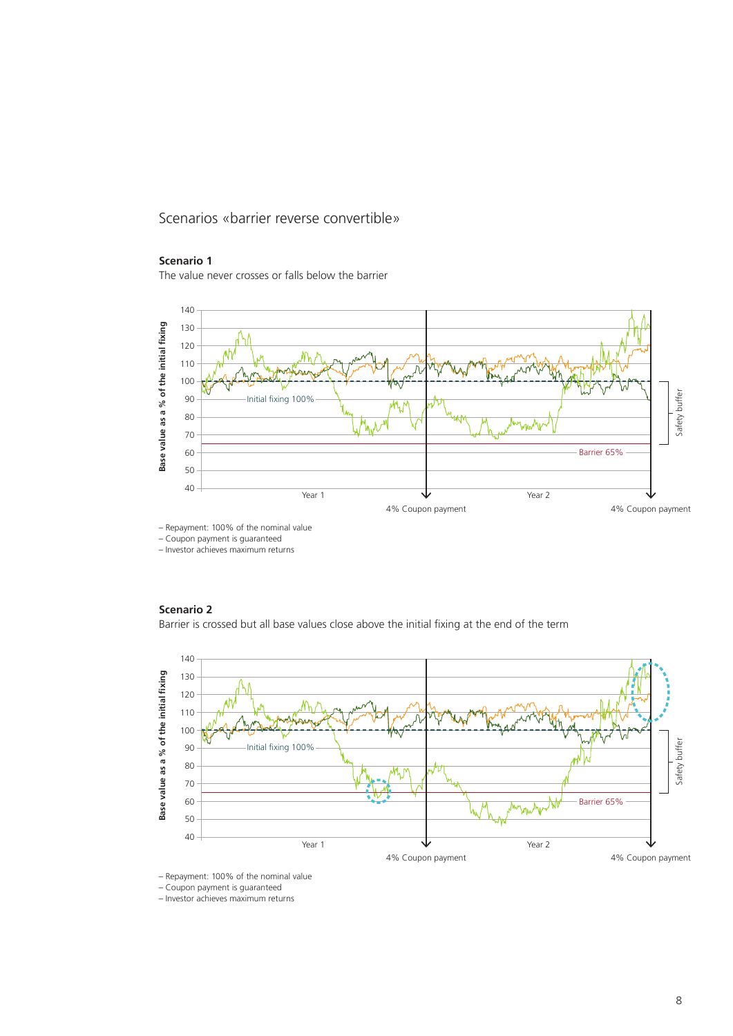# Scenarios «barrier reverse convertible»

**Scenario 1**

The value never crosses or falls below the barrier

– Repayment: 100% of the nominal value
– Coupon payment is guaranteed
– Investor achieves maximum returns

**Scenario 2**

Barrier is crossed but all base values close above the initial fixing at the end of the term

– Repayment: 100% of the nominal value
– Coupon payment is guaranteed
– Investor achieves maximum returns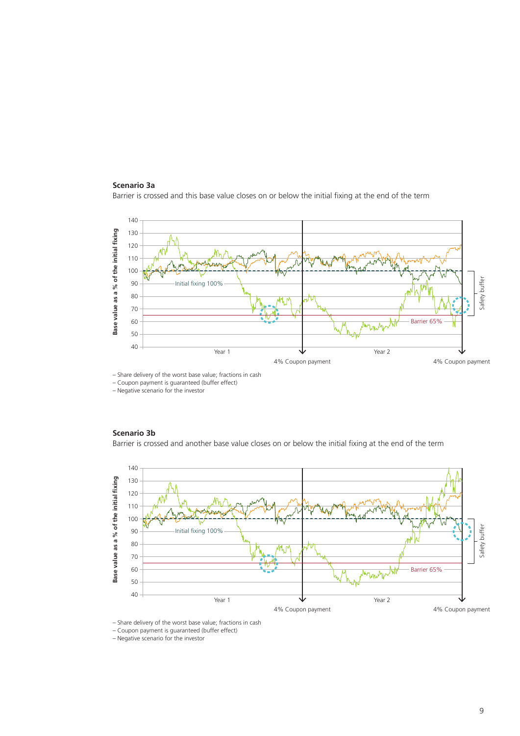### Scenario 3a

Barrier is crossed and this base value closes on or below the initial fixing at the end of the term

- Share delivery of the worst base value; fractions in cash
- Coupon payment is guaranteed (buffer effect)
- Negative scenario for the investor

### Scenario 3b

Barrier is crossed and another base value closes on or below the initial fixing at the end of the term

- Share delivery of the worst base value; fractions in cash
- Coupon payment is guaranteed (buffer effect)
- Negative scenario for the investor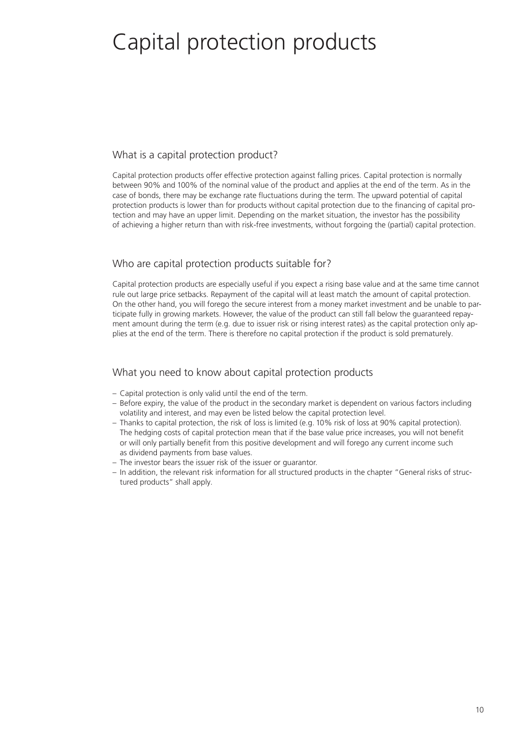# Capital protection products

## What is a capital protection product?

Capital protection products offer effective protection against falling prices. Capital protection is normally between 90% and 100% of the nominal value of the product and applies at the end of the term. As in the case of bonds, there may be exchange rate fluctuations during the term. The upward potential of capital protection products is lower than for products without capital protection due to the financing of capital protection and may have an upper limit. Depending on the market situation, the investor has the possibility of achieving a higher return than with risk-free investments, without forgoing the (partial) capital protection.

## Who are capital protection products suitable for?

Capital protection products are especially useful if you expect a rising base value and at the same time cannot rule out large price setbacks. Repayment of the capital will at least match the amount of capital protection. On the other hand, you will forego the secure interest from a money market investment and be unable to participate fully in growing markets. However, the value of the product can still fall below the guaranteed repayment amount during the term (e.g. due to issuer risk or rising interest rates) as the capital protection only applies at the end of the term. There is therefore no capital protection if the product is sold prematurely.

## What you need to know about capital protection products

- Capital protection is only valid until the end of the term.
- Before expiry, the value of the product in the secondary market is dependent on various factors including volatility and interest, and may even be listed below the capital protection level.
- Thanks to capital protection, the risk of loss is limited (e.g. 10% risk of loss at 90% capital protection). The hedging costs of capital protection mean that if the base value price increases, you will not benefit or will only partially benefit from this positive development and will forego any current income such as dividend payments from base values.
- The investor bears the issuer risk of the issuer or guarantor.
- In addition, the relevant risk information for all structured products in the chapter "General risks of structured products" shall apply.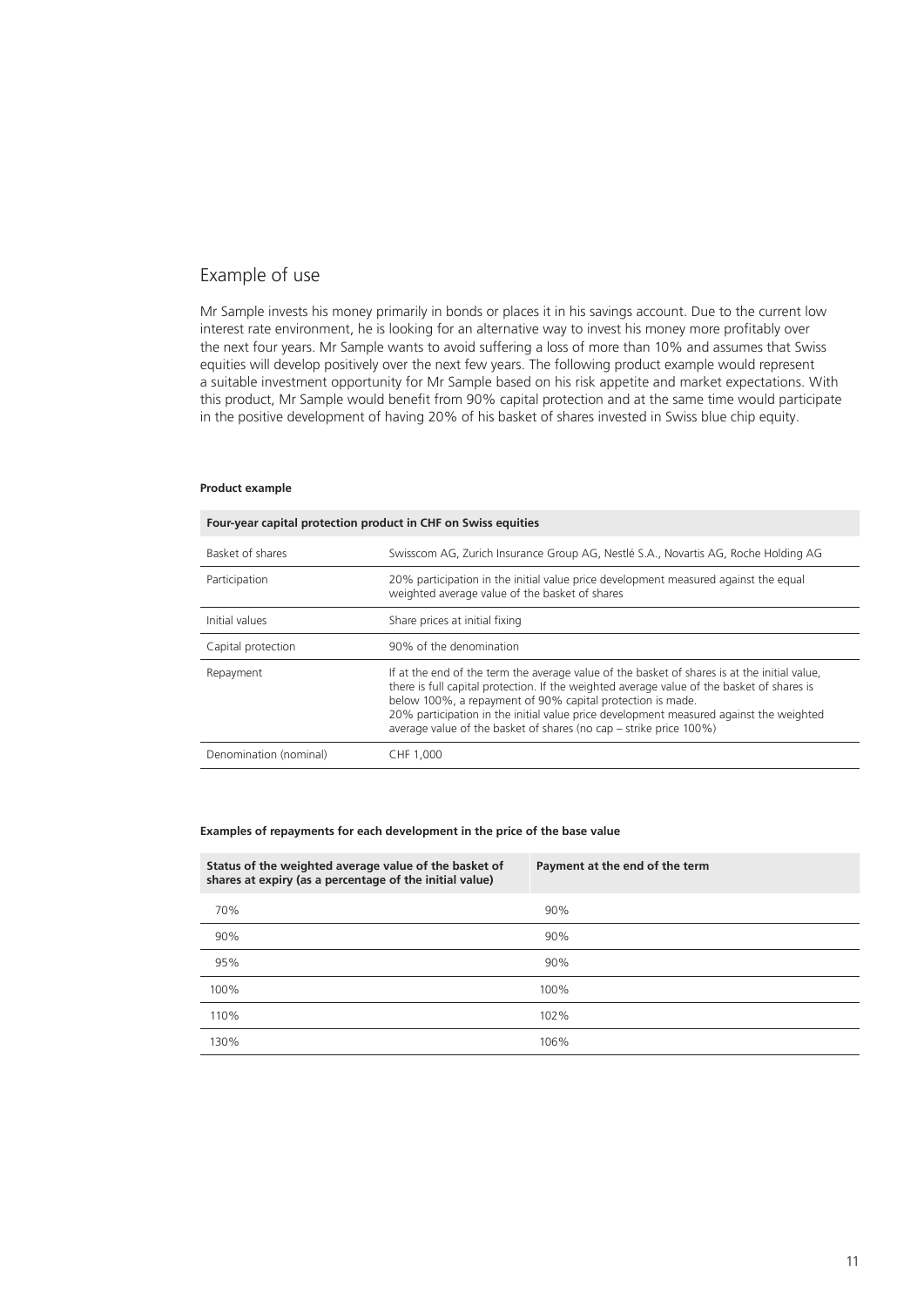## Example of use

Mr Sample invests his money primarily in bonds or places it in his savings account. Due to the current low interest rate environment, he is looking for an alternative way to invest his money more profitably over the next four years. Mr Sample wants to avoid suffering a loss of more than 10% and assumes that Swiss equities will develop positively over the next few years. The following product example would represent a suitable investment opportunity for Mr Sample based on his risk appetite and market expectations. With this product, Mr Sample would benefit from 90% capital protection and at the same time would participate in the positive development of having 20% of his basket of shares invested in Swiss blue chip equity.

**Product example**

| Four-year capital protection product in CHF on Swiss equities | |
|---|---|
| Basket of shares | Swisscom AG, Zurich Insurance Group AG, Nestlé S.A., Novartis AG, Roche Holding AG |
| Participation | 20% participation in the initial value price development measured against the equal weighted average value of the basket of shares |
| Initial values | Share prices at initial fixing |
| Capital protection | 90% of the denomination |
| Repayment | If at the end of the term the average value of the basket of shares is at the initial value, there is full capital protection. If the weighted average value of the basket of shares is below 100%, a repayment of 90% capital protection is made.<br>20% participation in the initial value price development measured against the weighted average value of the basket of shares (no cap – strike price 100%) |
| Denomination (nominal) | CHF 1,000 |

**Examples of repayments for each development in the price of the base value**

| Status of the weighted average value of the basket of shares at expiry (as a percentage of the initial value) | Payment at the end of the term |
|---|---|
| 70% | 90% |
| 90% | 90% |
| 95% | 90% |
| 100% | 100% |
| 110% | 102% |
| 130% | 106% |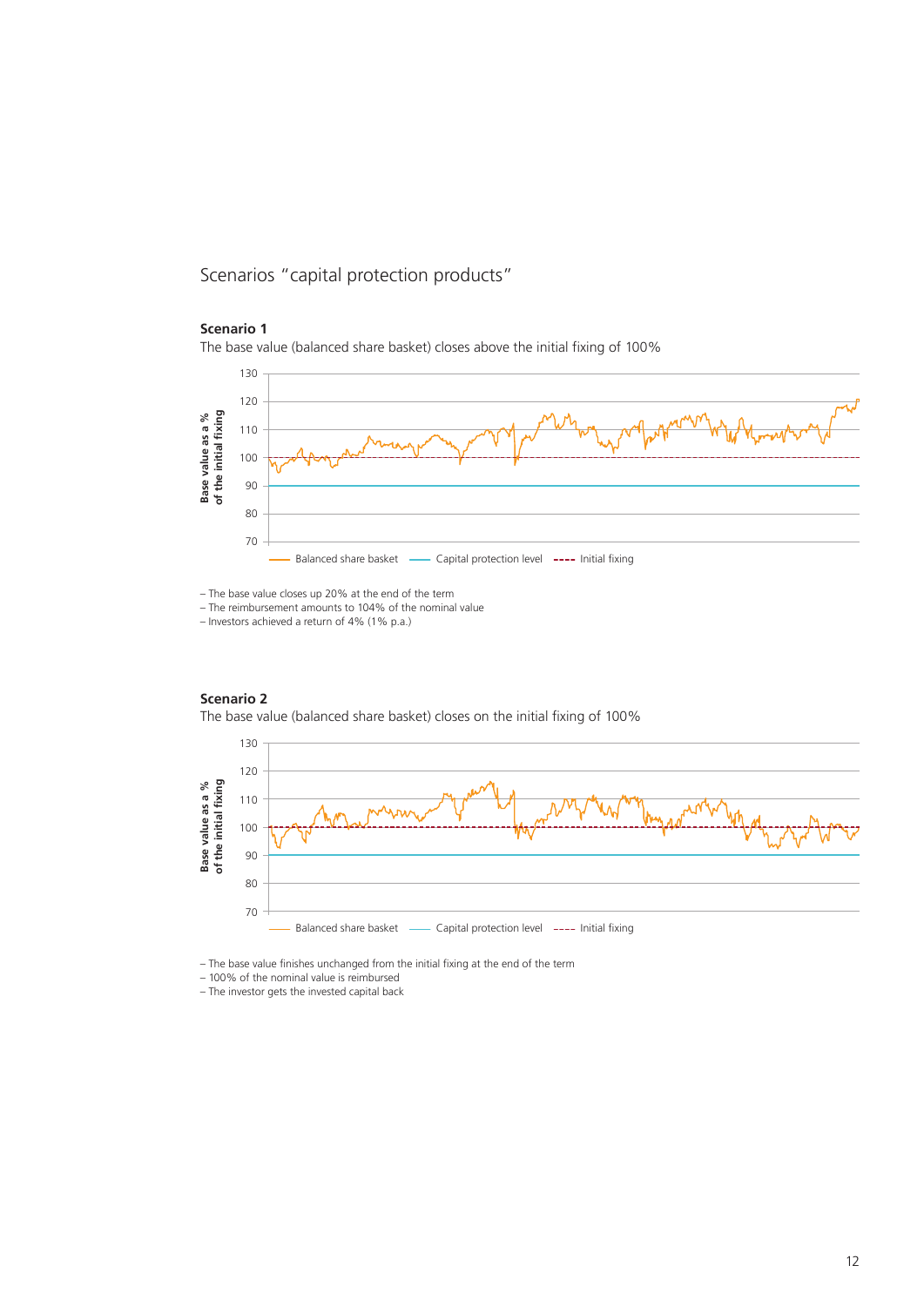# Scenarios "capital protection products"

**Scenario 1**

The base value (balanced share basket) closes above the initial fixing of 100%

– The base value closes up 20% at the end of the term
– The reimbursement amounts to 104% of the nominal value
– Investors achieved a return of 4% (1% p.a.)

**Scenario 2**

The base value (balanced share basket) closes on the initial fixing of 100%

– The base value finishes unchanged from the initial fixing at the end of the term
– 100% of the nominal value is reimbursed
– The investor gets the invested capital back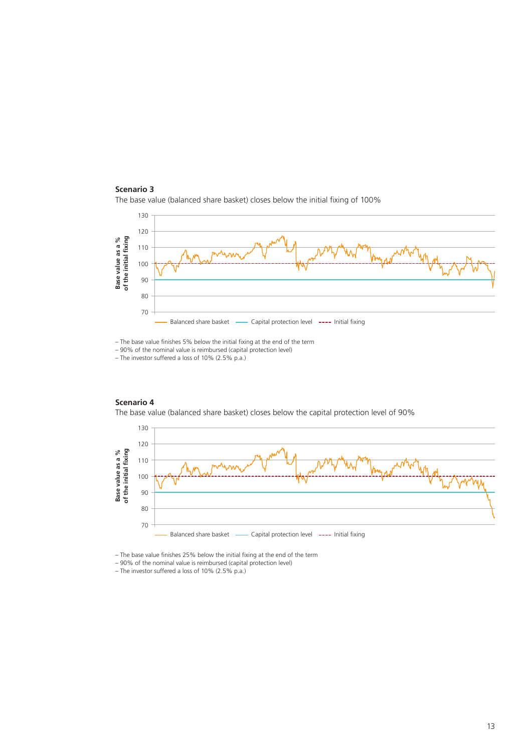**Scenario 3**

The base value (balanced share basket) closes below the initial fixing of 100%

– The base value finishes 5% below the initial fixing at the end of the term
– 90% of the nominal value is reimbursed (capital protection level)
– The investor suffered a loss of 10% (2.5% p.a.)

**Scenario 4**

The base value (balanced share basket) closes below the capital protection level of 90%

– The base value finishes 25% below the initial fixing at the end of the term
– 90% of the nominal value is reimbursed (capital protection level)
– The investor suffered a loss of 10% (2.5% p.a.)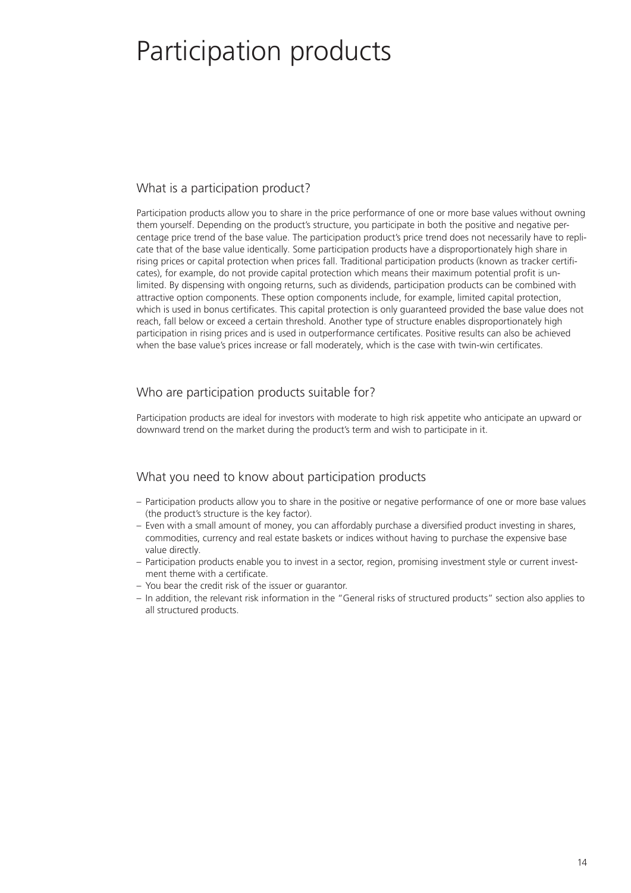# Participation products

## What is a participation product?

Participation products allow you to share in the price performance of one or more base values without owning them yourself. Depending on the product's structure, you participate in both the positive and negative percentage price trend of the base value. The participation product's price trend does not necessarily have to replicate that of the base value identically. Some participation products have a disproportionately high share in rising prices or capital protection when prices fall. Traditional participation products (known as tracker certificates), for example, do not provide capital protection which means their maximum potential profit is unlimited. By dispensing with ongoing returns, such as dividends, participation products can be combined with attractive option components. These option components include, for example, limited capital protection, which is used in bonus certificates. This capital protection is only guaranteed provided the base value does not reach, fall below or exceed a certain threshold. Another type of structure enables disproportionately high participation in rising prices and is used in outperformance certificates. Positive results can also be achieved when the base value's prices increase or fall moderately, which is the case with twin-win certificates.

## Who are participation products suitable for?

Participation products are ideal for investors with moderate to high risk appetite who anticipate an upward or downward trend on the market during the product's term and wish to participate in it.

## What you need to know about participation products

- Participation products allow you to share in the positive or negative performance of one or more base values (the product's structure is the key factor).
- Even with a small amount of money, you can affordably purchase a diversified product investing in shares, commodities, currency and real estate baskets or indices without having to purchase the expensive base value directly.
- Participation products enable you to invest in a sector, region, promising investment style or current investment theme with a certificate.
- You bear the credit risk of the issuer or guarantor.
- In addition, the relevant risk information in the "General risks of structured products" section also applies to all structured products.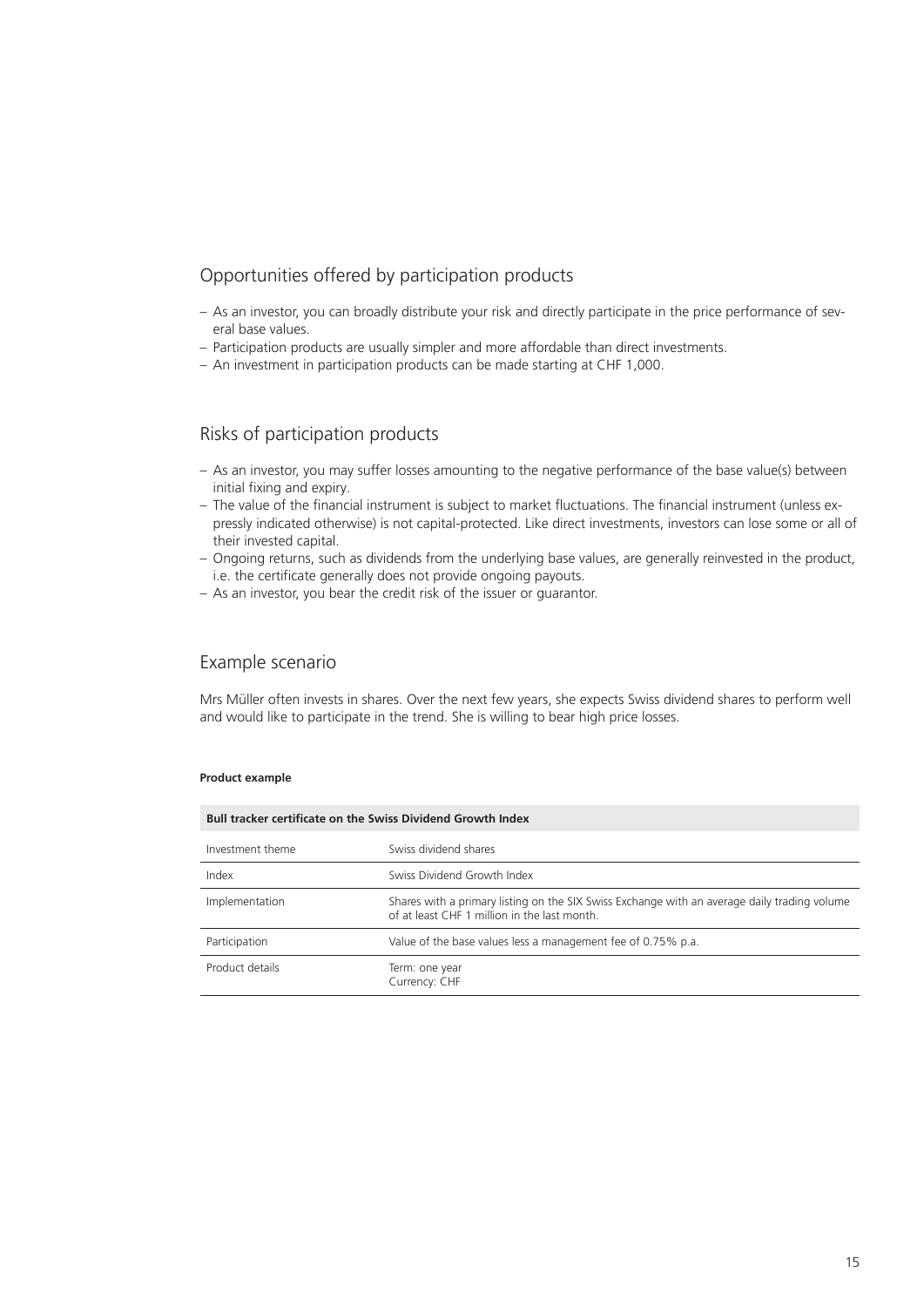## Opportunities offered by participation products

- As an investor, you can broadly distribute your risk and directly participate in the price performance of several base values.
- Participation products are usually simpler and more affordable than direct investments.
- An investment in participation products can be made starting at CHF 1,000.

## Risks of participation products

- As an investor, you may suffer losses amounting to the negative performance of the base value(s) between initial fixing and expiry.
- The value of the financial instrument is subject to market fluctuations. The financial instrument (unless expressly indicated otherwise) is not capital-protected. Like direct investments, investors can lose some or all of their invested capital.
- Ongoing returns, such as dividends from the underlying base values, are generally reinvested in the product, i.e. the certificate generally does not provide ongoing payouts.
- As an investor, you bear the credit risk of the issuer or guarantor.

## Example scenario

Mrs Müller often invests in shares. Over the next few years, she expects Swiss dividend shares to perform well and would like to participate in the trend. She is willing to bear high price losses.

**Product example**

| **Bull tracker certificate on the Swiss Dividend Growth Index** | |
|---|---|
| Investment theme | Swiss dividend shares |
| Index | Swiss Dividend Growth Index |
| Implementation | Shares with a primary listing on the SIX Swiss Exchange with an average daily trading volume of at least CHF 1 million in the last month. |
| Participation | Value of the base values less a management fee of 0.75% p.a. |
| Product details | Term: one year<br>Currency: CHF |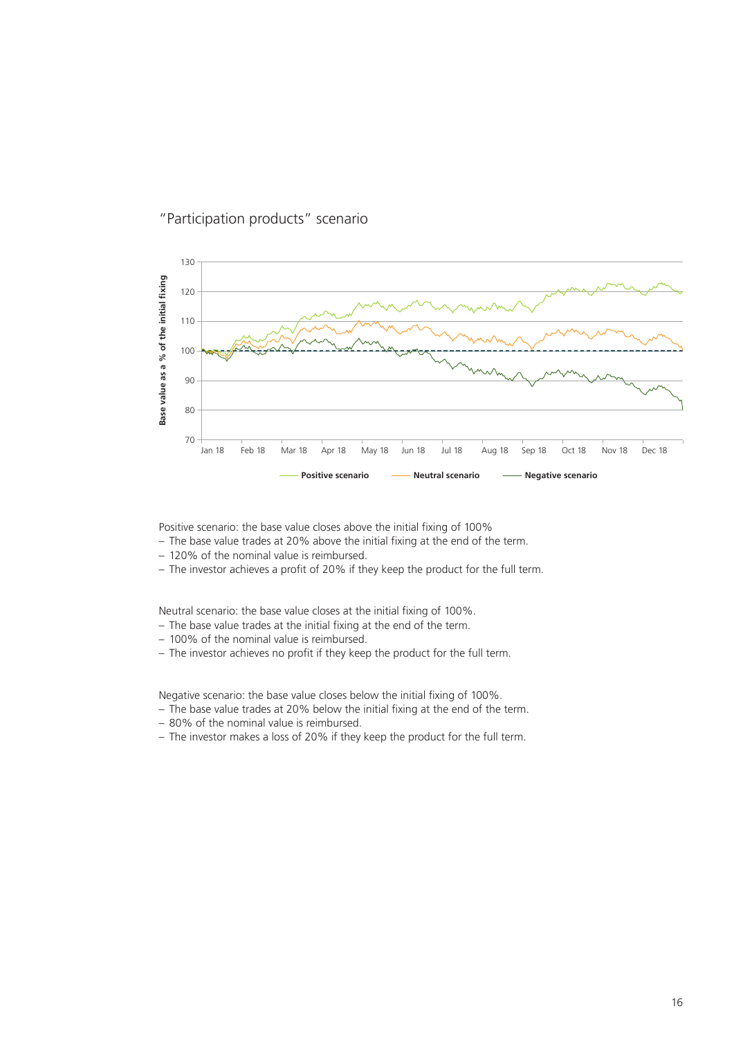## "Participation products" scenario

Positive scenario: the base value closes above the initial fixing of 100%

- The base value trades at 20% above the initial fixing at the end of the term.
- 120% of the nominal value is reimbursed.
- The investor achieves a profit of 20% if they keep the product for the full term.

Neutral scenario: the base value closes at the initial fixing of 100%.

- The base value trades at the initial fixing at the end of the term.
- 100% of the nominal value is reimbursed.
- The investor achieves no profit if they keep the product for the full term.

Negative scenario: the base value closes below the initial fixing of 100%.

- The base value trades at 20% below the initial fixing at the end of the term.
- 80% of the nominal value is reimbursed.
- The investor makes a loss of 20% if they keep the product for the full term.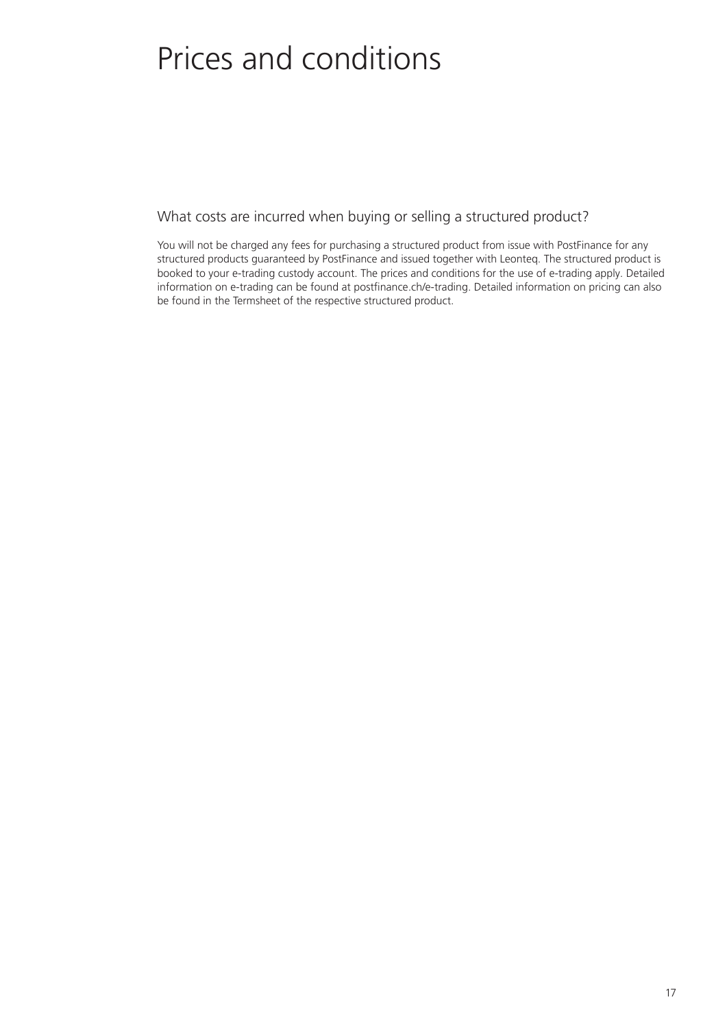# Prices and conditions

## What costs are incurred when buying or selling a structured product?

You will not be charged any fees for purchasing a structured product from issue with PostFinance for any structured products guaranteed by PostFinance and issued together with Leonteq. The structured product is booked to your e-trading custody account. The prices and conditions for the use of e-trading apply. Detailed information on e-trading can be found at postfinance.ch/e-trading. Detailed information on pricing can also be found in the Termsheet of the respective structured product.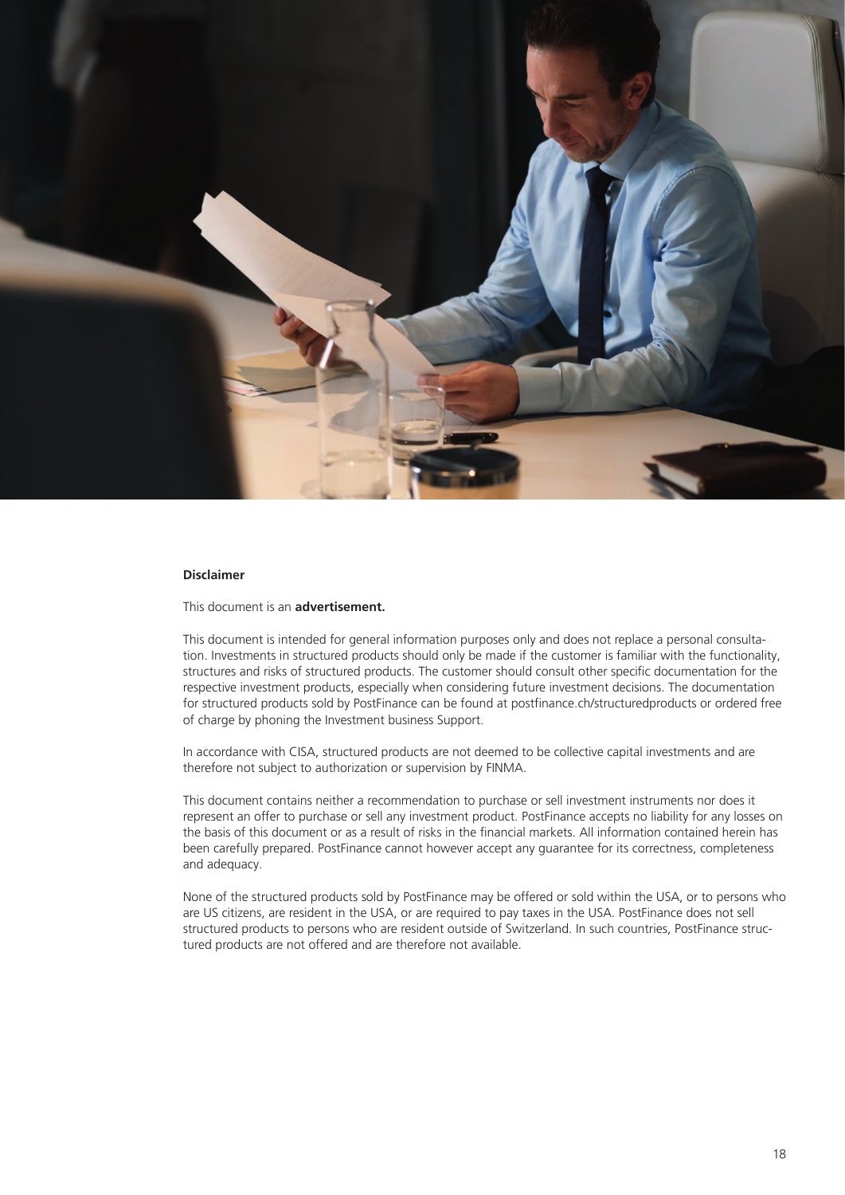**Disclaimer**

This document is an **advertisement.**

This document is intended for general information purposes only and does not replace a personal consultation. Investments in structured products should only be made if the customer is familiar with the functionality, structures and risks of structured products. The customer should consult other specific documentation for the respective investment products, especially when considering future investment decisions. The documentation for structured products sold by PostFinance can be found at postfinance.ch/structuredproducts or ordered free of charge by phoning the Investment business Support.

In accordance with CISA, structured products are not deemed to be collective capital investments and are therefore not subject to authorization or supervision by FINMA.

This document contains neither a recommendation to purchase or sell investment instruments nor does it represent an offer to purchase or sell any investment product. PostFinance accepts no liability for any losses on the basis of this document or as a result of risks in the financial markets. All information contained herein has been carefully prepared. PostFinance cannot however accept any guarantee for its correctness, completeness and adequacy.

None of the structured products sold by PostFinance may be offered or sold within the USA, or to persons who are US citizens, are resident in the USA, or are required to pay taxes in the USA. PostFinance does not sell structured products to persons who are resident outside of Switzerland. In such countries, PostFinance structured products are not offered and are therefore not available.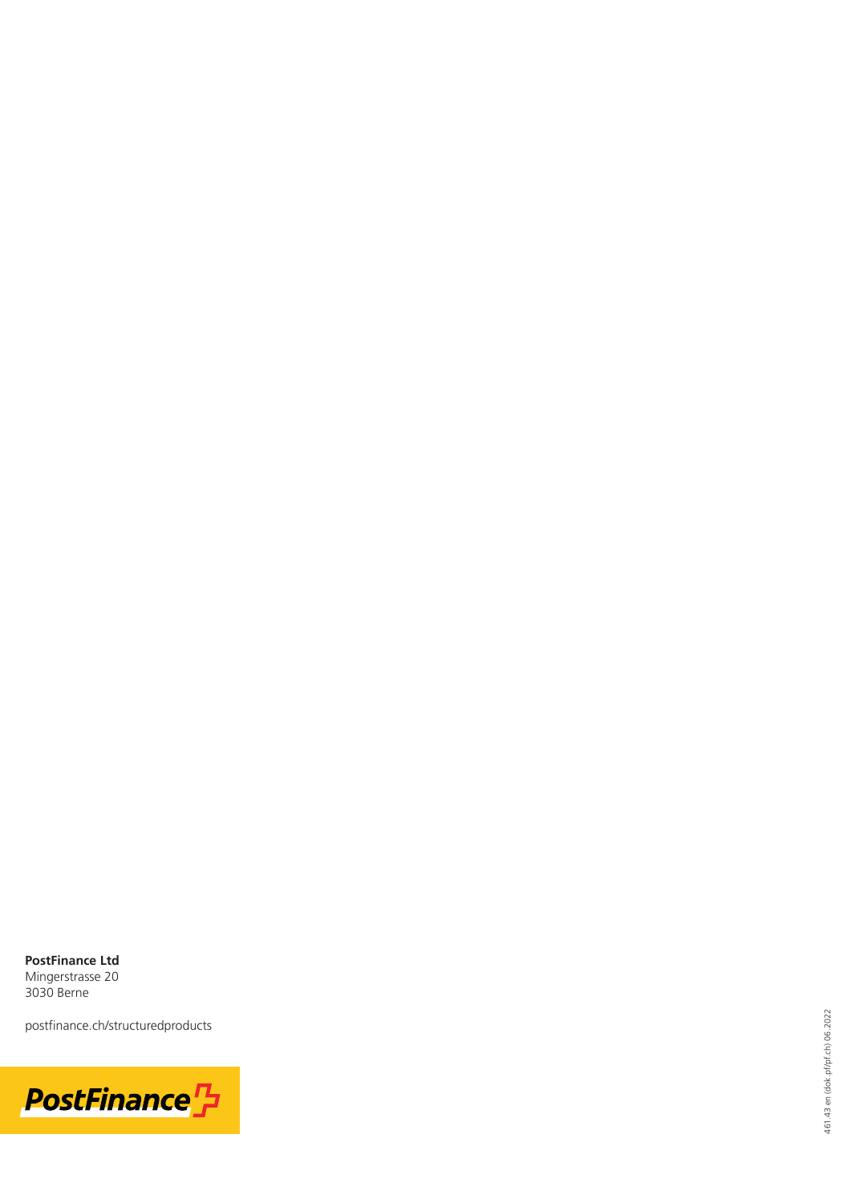**PostFinance Ltd**
Mingerstrasse 20
3030 Berne

postfinance.ch/structuredproducts

461.43 en (dok.pf/pf.ch) 06.2022